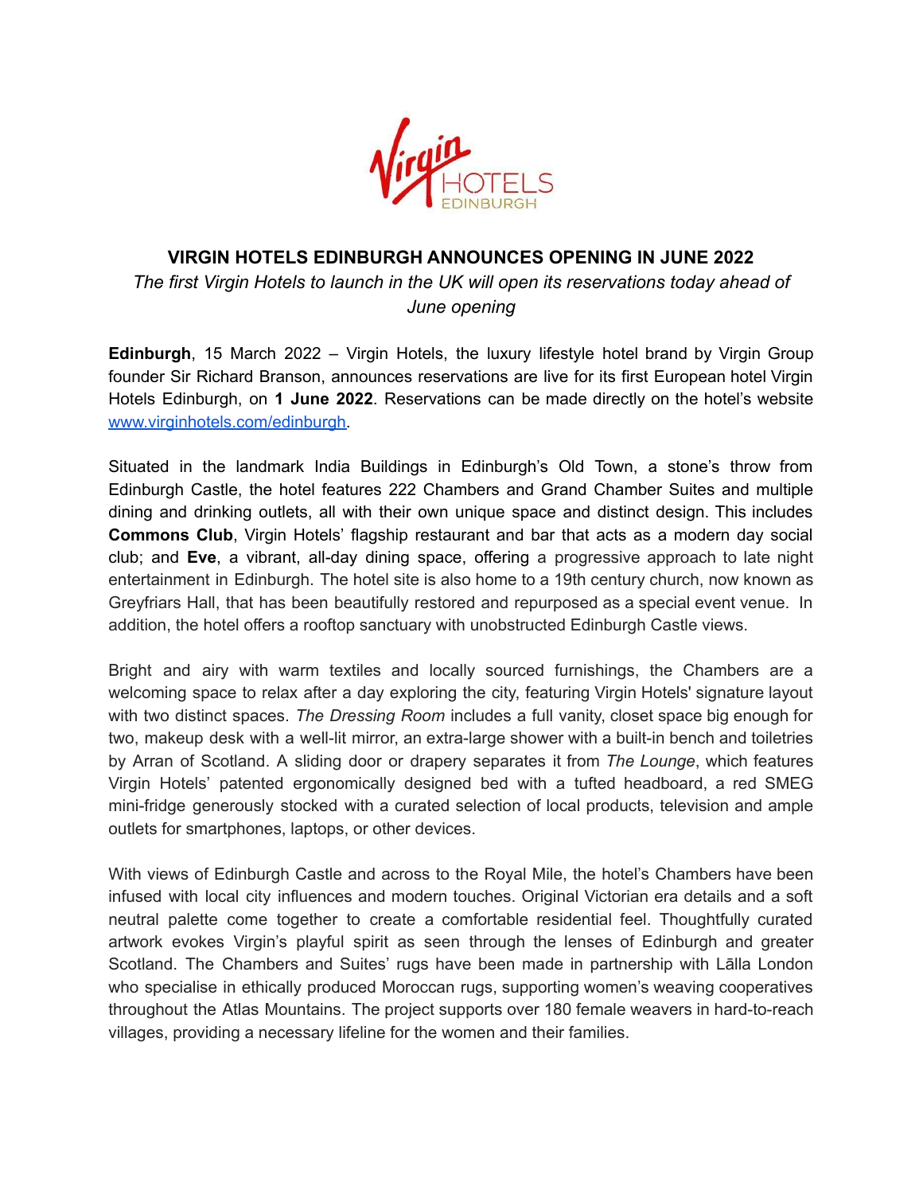# VIRGIN HOTELS EDINBURGH ANNOUNCES OPENING IN JUNE 2022

*The first Virgin Hotels to launch in the UK will open its reservations today ahead of June opening*

**Edinburgh**, 15 March 2022 – Virgin Hotels, the luxury lifestyle hotel brand by Virgin Group founder Sir Richard Branson, announces reservations are live for its first European hotel Virgin Hotels Edinburgh, on **1 June 2022**. Reservations can be made directly on the hotel's website [www.virginhotels.com/edinburgh](www.virginhotels.com/edinburgh).

Situated in the landmark India Buildings in Edinburgh's Old Town, a stone's throw from Edinburgh Castle, the hotel features 222 Chambers and Grand Chamber Suites and multiple dining and drinking outlets, all with their own unique space and distinct design. This includes **Commons Club**, Virgin Hotels' flagship restaurant and bar that acts as a modern day social club; and **Eve**, a vibrant, all-day dining space, offering a progressive approach to late night entertainment in Edinburgh. The hotel site is also home to a 19th century church, now known as Greyfriars Hall, that has been beautifully restored and repurposed as a special event venue. In addition, the hotel offers a rooftop sanctuary with unobstructed Edinburgh Castle views.

Bright and airy with warm textiles and locally sourced furnishings, the Chambers are a welcoming space to relax after a day exploring the city, featuring Virgin Hotels' signature layout with two distinct spaces. *The Dressing Room* includes a full vanity, closet space big enough for two, makeup desk with a well-lit mirror, an extra-large shower with a built-in bench and toiletries by Arran of Scotland. A sliding door or drapery separates it from *The Lounge*, which features Virgin Hotels' patented ergonomically designed bed with a tufted headboard, a red SMEG mini-fridge generously stocked with a curated selection of local products, television and ample outlets for smartphones, laptops, or other devices.

With views of Edinburgh Castle and across to the Royal Mile, the hotel's Chambers have been infused with local city influences and modern touches. Original Victorian era details and a soft neutral palette come together to create a comfortable residential feel. Thoughtfully curated artwork evokes Virgin's playful spirit as seen through the lenses of Edinburgh and greater Scotland. The Chambers and Suites' rugs have been made in partnership with Lālla London who specialise in ethically produced Moroccan rugs, supporting women's weaving cooperatives throughout the Atlas Mountains. The project supports over 180 female weavers in hard-to-reach villages, providing a necessary lifeline for the women and their families.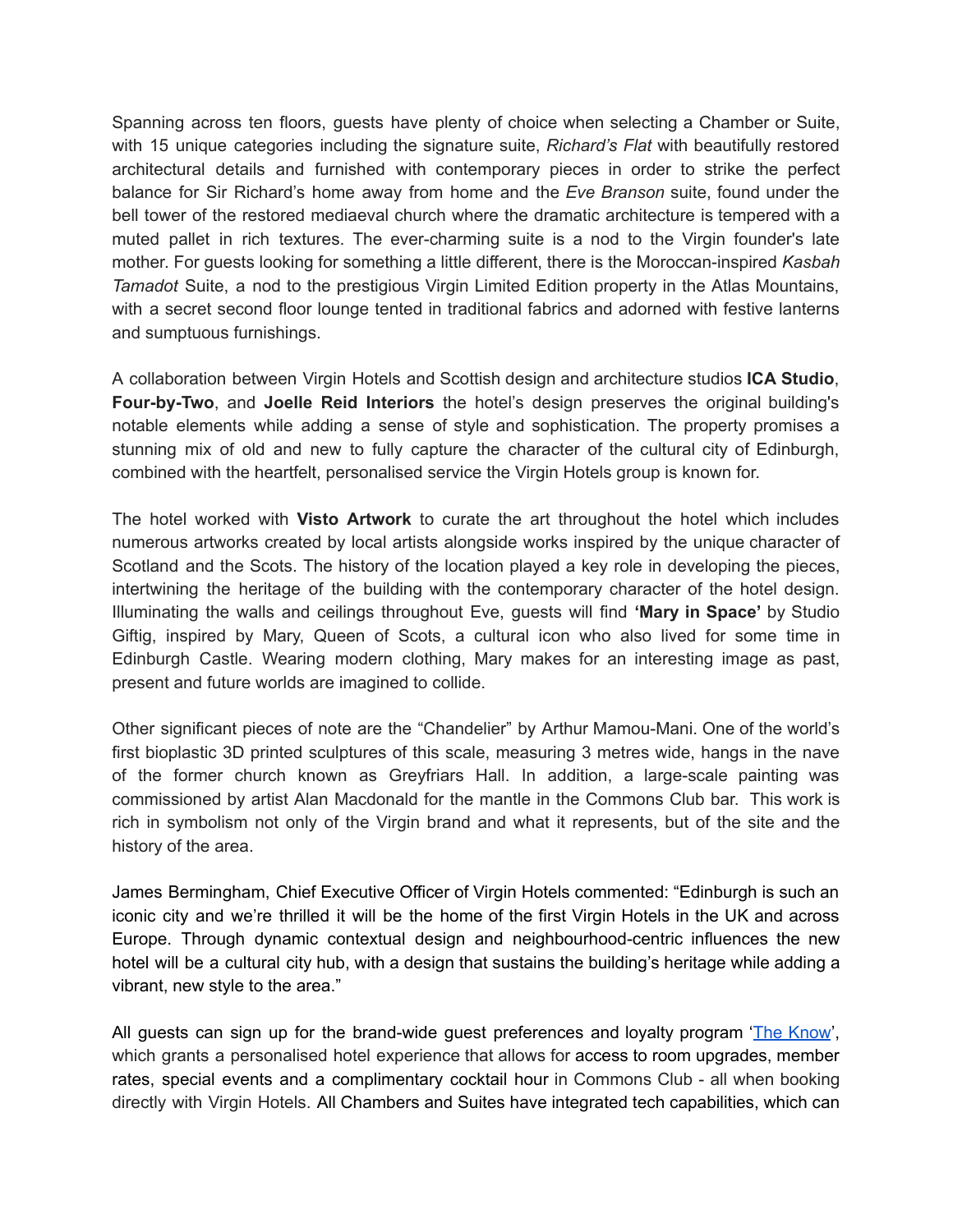Spanning across ten floors, guests have plenty of choice when selecting a Chamber or Suite, with 15 unique categories including the signature suite, *Richard's Flat* with beautifully restored architectural details and furnished with contemporary pieces in order to strike the perfect balance for Sir Richard's home away from home and the *Eve Branson* suite, found under the bell tower of the restored mediaeval church where the dramatic architecture is tempered with a muted pallet in rich textures. The ever-charming suite is a nod to the Virgin founder's late mother. For guests looking for something a little different, there is the Moroccan-inspired *Kasbah Tamadot* Suite, a nod to the prestigious Virgin Limited Edition property in the Atlas Mountains, with a secret second floor lounge tented in traditional fabrics and adorned with festive lanterns and sumptuous furnishings.

A collaboration between Virgin Hotels and Scottish design and architecture studios **ICA Studio**, **Four-by-Two**, and **Joelle Reid Interiors** the hotel's design preserves the original building's notable elements while adding a sense of style and sophistication. The property promises a stunning mix of old and new to fully capture the character of the cultural city of Edinburgh, combined with the heartfelt, personalised service the Virgin Hotels group is known for.

The hotel worked with **Visto Artwork** to curate the art throughout the hotel which includes numerous artworks created by local artists alongside works inspired by the unique character of Scotland and the Scots. The history of the location played a key role in developing the pieces, intertwining the heritage of the building with the contemporary character of the hotel design. Illuminating the walls and ceilings throughout Eve, guests will find **'Mary in Space'** by Studio Giftig, inspired by Mary, Queen of Scots, a cultural icon who also lived for some time in Edinburgh Castle. Wearing modern clothing, Mary makes for an interesting image as past, present and future worlds are imagined to collide.

Other significant pieces of note are the "Chandelier" by Arthur Mamou-Mani. One of the world's first bioplastic 3D printed sculptures of this scale, measuring 3 metres wide, hangs in the nave of the former church known as Greyfriars Hall. In addition, a large-scale painting was commissioned by artist Alan Macdonald for the mantle in the Commons Club bar. This work is rich in symbolism not only of the Virgin brand and what it represents, but of the site and the history of the area.

James Bermingham, Chief Executive Officer of Virgin Hotels commented: "Edinburgh is such an iconic city and we're thrilled it will be the home of the first Virgin Hotels in the UK and across Europe. Through dynamic contextual design and neighbourhood-centric influences the new hotel will be a cultural city hub, with a design that sustains the building's heritage while adding a vibrant, new style to the area."

All guests can sign up for the brand-wide guest preferences and loyalty program '[The Know](#)', which grants a personalised hotel experience that allows for access to room upgrades, member rates, special events and a complimentary cocktail hour in Commons Club - all when booking directly with Virgin Hotels. All Chambers and Suites have integrated tech capabilities, which can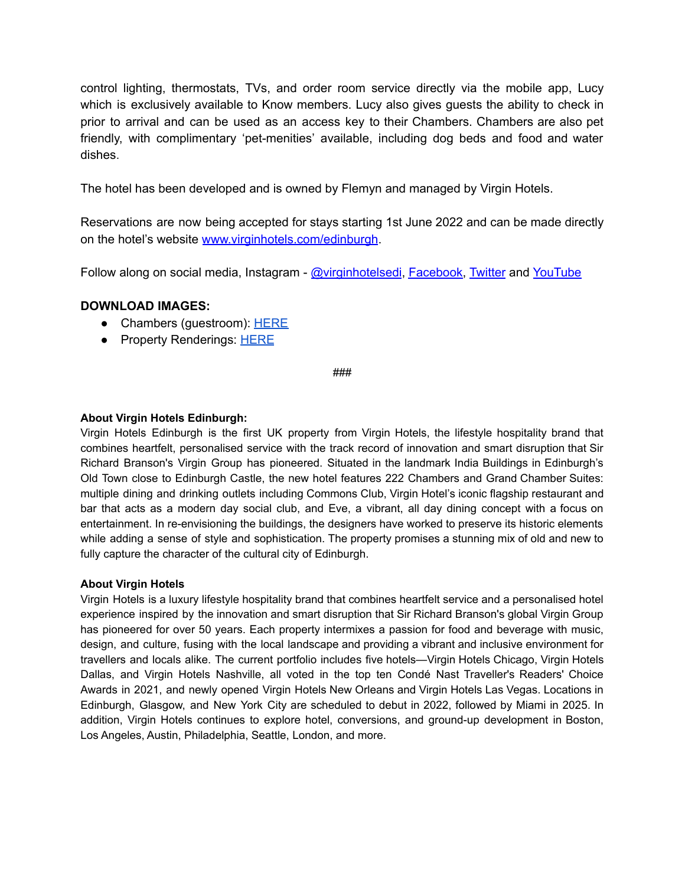control lighting, thermostats, TVs, and order room service directly via the mobile app, Lucy which is exclusively available to Know members. Lucy also gives guests the ability to check in prior to arrival and can be used as an access key to their Chambers. Chambers are also pet friendly, with complimentary 'pet-menities' available, including dog beds and food and water dishes.

The hotel has been developed and is owned by Flemyn and managed by Virgin Hotels.

Reservations are now being accepted for stays starting 1st June 2022 and can be made directly on the hotel's website [www.virginhotels.com/edinburgh](www.virginhotels.com/edinburgh).

Follow along on social media, Instagram - [@virginhotelsedi](), [Facebook](), [Twitter]() and [YouTube]()

**DOWNLOAD IMAGES:**

- Chambers (guestroom): [HERE]()
- Property Renderings: [HERE]()

###

**About Virgin Hotels Edinburgh:**
Virgin Hotels Edinburgh is the first UK property from Virgin Hotels, the lifestyle hospitality brand that combines heartfelt, personalised service with the track record of innovation and smart disruption that Sir Richard Branson's Virgin Group has pioneered. Situated in the landmark India Buildings in Edinburgh's Old Town close to Edinburgh Castle, the new hotel features 222 Chambers and Grand Chamber Suites: multiple dining and drinking outlets including Commons Club, Virgin Hotel's iconic flagship restaurant and bar that acts as a modern day social club, and Eve, a vibrant, all day dining concept with a focus on entertainment. In re-envisioning the buildings, the designers have worked to preserve its historic elements while adding a sense of style and sophistication. The property promises a stunning mix of old and new to fully capture the character of the cultural city of Edinburgh.

**About Virgin Hotels**
Virgin Hotels is a luxury lifestyle hospitality brand that combines heartfelt service and a personalised hotel experience inspired by the innovation and smart disruption that Sir Richard Branson's global Virgin Group has pioneered for over 50 years. Each property intermixes a passion for food and beverage with music, design, and culture, fusing with the local landscape and providing a vibrant and inclusive environment for travellers and locals alike. The current portfolio includes five hotels—Virgin Hotels Chicago, Virgin Hotels Dallas, and Virgin Hotels Nashville, all voted in the top ten Condé Nast Traveller's Readers' Choice Awards in 2021, and newly opened Virgin Hotels New Orleans and Virgin Hotels Las Vegas. Locations in Edinburgh, Glasgow, and New York City are scheduled to debut in 2022, followed by Miami in 2025. In addition, Virgin Hotels continues to explore hotel, conversions, and ground-up development in Boston, Los Angeles, Austin, Philadelphia, Seattle, London, and more.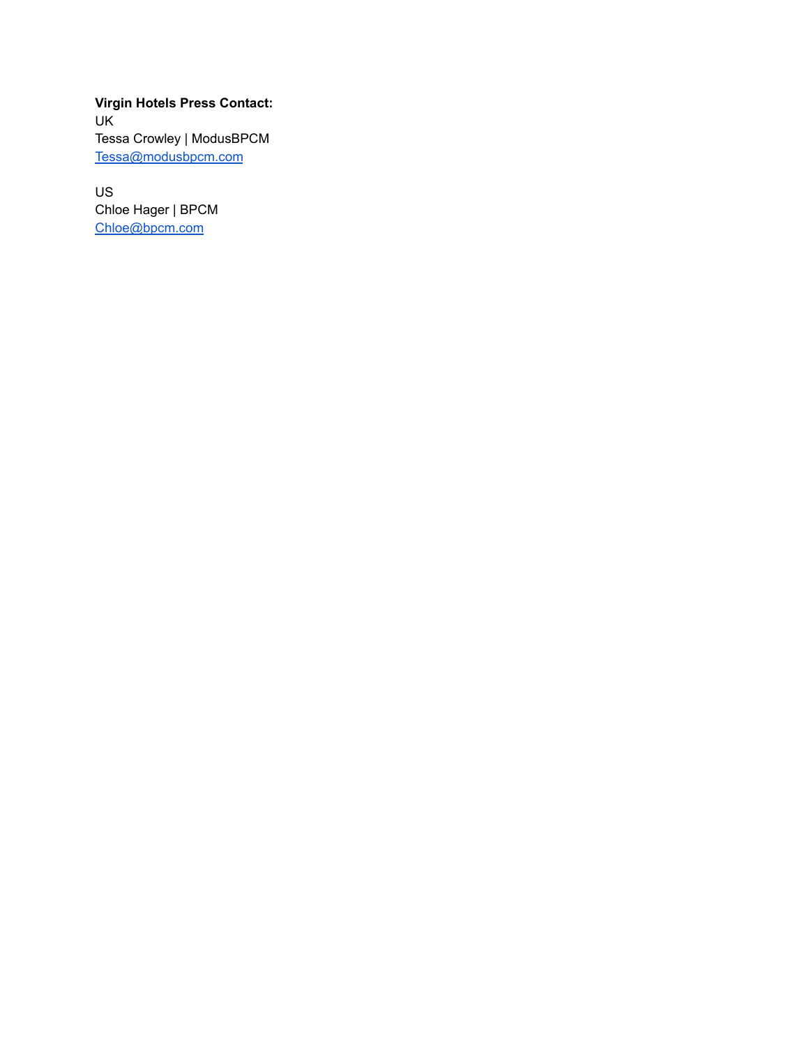**Virgin Hotels Press Contact:**
UK
Tessa Crowley | ModusBPCM
[Tessa@modusbpcm.com](mailto:Tessa@modusbpcm.com)

US
Chloe Hager | BPCM
[Chloe@bpcm.com](mailto:Chloe@bpcm.com)